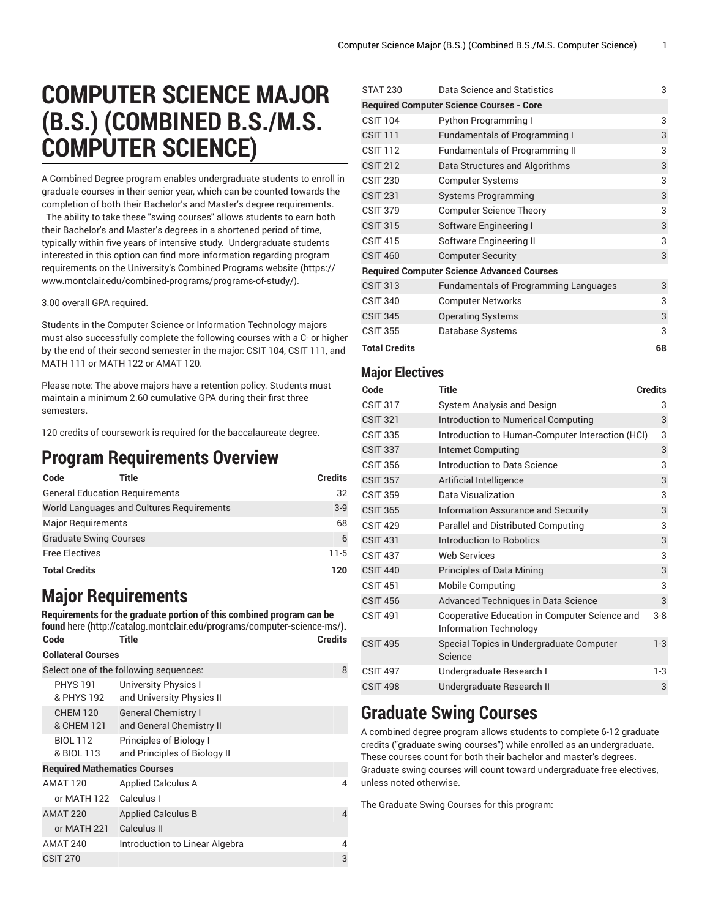# COMPUTER SCIENCE MAJOR (B.S.) (COMBINED B.S./M.S. COMPUTER SCIENCE)

A Combined Degree program enables undergraduate students to enroll in graduate courses in their senior year, which can be counted towards the completion of both their Bachelor's and Master's degree requirements. The ability to take these "swing courses" allows students to earn both their Bachelor's and Master's degrees in a shortened period of time, typically within five years of intensive study. Undergraduate students interested in this option can find more information regarding program requirements on the University's Combined Programs website (https://www.montclair.edu/combined-programs/programs-of-study/).

3.00 overall GPA required.

Students in the Computer Science or Information Technology majors must also successfully complete the following courses with a C- or higher by the end of their second semester in the major: CSIT 104, CSIT 111, and MATH 111 or MATH 122 or AMAT 120.

Please note: The above majors have a retention policy. Students must maintain a minimum 2.60 cumulative GPA during their first three semesters.

120 credits of coursework is required for the baccalaureate degree.

## Program Requirements Overview

| Code | Title | Credits |
|---|---|---|
| General Education Requirements | | 32 |
| World Languages and Cultures Requirements | | 3-9 |
| Major Requirements | | 68 |
| Graduate Swing Courses | | 6 |
| Free Electives | | 11-5 |
| **Total Credits** | | **120** |

## Major Requirements

**Requirements for the graduate portion of this combined program can be found** here (http://catalog.montclair.edu/programs/computer-science-ms/)**.**

| Code | Title | Credits |
|---|---|---|
| **Collateral Courses** | | |
| Select one of the following sequences: | | 8 |
| PHYS 191 & PHYS 192 | University Physics I and University Physics II | |
| CHEM 120 & CHEM 121 | General Chemistry I and General Chemistry II | |
| BIOL 112 & BIOL 113 | Principles of Biology I and Principles of Biology II | |
| **Required Mathematics Courses** | | |
| AMAT 120 | Applied Calculus A | 4 |
| or MATH 122 | Calculus I | |
| AMAT 220 | Applied Calculus B | 4 |
| or MATH 221 | Calculus II | |
| AMAT 240 | Introduction to Linear Algebra | 4 |
| CSIT 270 | | 3 |
| STAT 230 | Data Science and Statistics | 3 |
| **Required Computer Science Courses - Core** | | |
| CSIT 104 | Python Programming I | 3 |
| CSIT 111 | Fundamentals of Programming I | 3 |
| CSIT 112 | Fundamentals of Programming II | 3 |
| CSIT 212 | Data Structures and Algorithms | 3 |
| CSIT 230 | Computer Systems | 3 |
| CSIT 231 | Systems Programming | 3 |
| CSIT 379 | Computer Science Theory | 3 |
| CSIT 315 | Software Engineering I | 3 |
| CSIT 415 | Software Engineering II | 3 |
| CSIT 460 | Computer Security | 3 |
| **Required Computer Science Advanced Courses** | | |
| CSIT 313 | Fundamentals of Programming Languages | 3 |
| CSIT 340 | Computer Networks | 3 |
| CSIT 345 | Operating Systems | 3 |
| CSIT 355 | Database Systems | 3 |
| **Total Credits** | | **68** |

### Major Electives

| Code | Title | Credits |
|---|---|---|
| CSIT 317 | System Analysis and Design | 3 |
| CSIT 321 | Introduction to Numerical Computing | 3 |
| CSIT 335 | Introduction to Human-Computer Interaction (HCI) | 3 |
| CSIT 337 | Internet Computing | 3 |
| CSIT 356 | Introduction to Data Science | 3 |
| CSIT 357 | Artificial Intelligence | 3 |
| CSIT 359 | Data Visualization | 3 |
| CSIT 365 | Information Assurance and Security | 3 |
| CSIT 429 | Parallel and Distributed Computing | 3 |
| CSIT 431 | Introduction to Robotics | 3 |
| CSIT 437 | Web Services | 3 |
| CSIT 440 | Principles of Data Mining | 3 |
| CSIT 451 | Mobile Computing | 3 |
| CSIT 456 | Advanced Techniques in Data Science | 3 |
| CSIT 491 | Cooperative Education in Computer Science and Information Technology | 3-8 |
| CSIT 495 | Special Topics in Undergraduate Computer Science | 1-3 |
| CSIT 497 | Undergraduate Research I | 1-3 |
| CSIT 498 | Undergraduate Research II | 3 |

## Graduate Swing Courses

A combined degree program allows students to complete 6-12 graduate credits ("graduate swing courses") while enrolled as an undergraduate. These courses count for both their bachelor and master's degrees. Graduate swing courses will count toward undergraduate free electives, unless noted otherwise.

The Graduate Swing Courses for this program: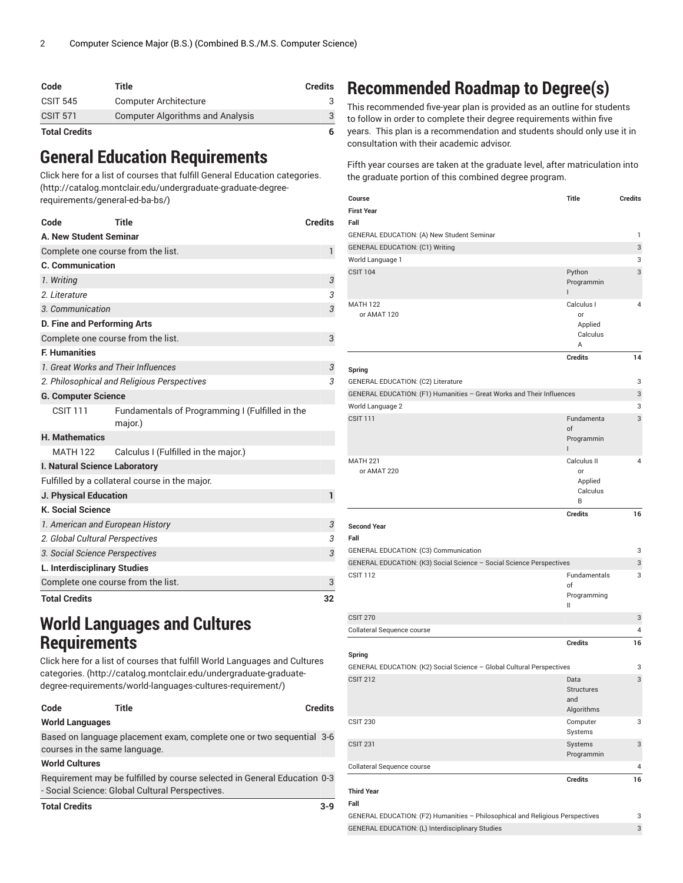| Code | Title | Credits |
|---|---|---|
| CSIT 545 | Computer Architecture | 3 |
| CSIT 571 | Computer Algorithms and Analysis | 3 |
| **Total Credits** | | **6** |

# General Education Requirements

Click here for a list of courses that fulfill General Education categories. (http://catalog.montclair.edu/undergraduate-graduate-degree-requirements/general-ed-ba-bs/)

| Code | Title | Credits |
|---|---|---|
| **A. New Student Seminar** | | |
| Complete one course from the list. | | 1 |
| **C. Communication** | | |
| *1. Writing* | | *3* |
| *2. Literature* | | *3* |
| *3. Communication* | | *3* |
| **D. Fine and Performing Arts** | | |
| Complete one course from the list. | | 3 |
| **F. Humanities** | | |
| *1. Great Works and Their Influences* | | *3* |
| *2. Philosophical and Religious Perspectives* | | *3* |
| **G. Computer Science** | | |
| CSIT 111 | Fundamentals of Programming I (Fulfilled in the major.) | |
| **H. Mathematics** | | |
| MATH 122 | Calculus I (Fulfilled in the major.) | |
| **I. Natural Science Laboratory** | | |
| Fulfilled by a collateral course in the major. | | |
| **J. Physical Education** | | **1** |
| **K. Social Science** | | |
| *1. American and European History* | | *3* |
| *2. Global Cultural Perspectives* | | *3* |
| *3. Social Science Perspectives* | | *3* |
| **L. Interdisciplinary Studies** | | |
| Complete one course from the list. | | 3 |
| **Total Credits** | | **32** |

# World Languages and Cultures Requirements

Click here for a list of courses that fulfill World Languages and Cultures categories. (http://catalog.montclair.edu/undergraduate-graduate-degree-requirements/world-languages-cultures-requirement/)

| Code | Title | Credits |
|---|---|---|
| **World Languages** | | |
| Based on language placement exam, complete one or two sequential courses in the same language. | | 3-6 |
| **World Cultures** | | |
| Requirement may be fulfilled by course selected in General Education - Social Science: Global Cultural Perspectives. | | 0-3 |
| **Total Credits** | | **3-9** |

# Recommended Roadmap to Degree(s)

This recommended five-year plan is provided as an outline for students to follow in order to complete their degree requirements within five years. This plan is a recommendation and students should only use it in consultation with their academic advisor.

Fifth year courses are taken at the graduate level, after matriculation into the graduate portion of this combined degree program.

| Course | Title | Credits |
|---|---|---|
| **First Year** | | |
| **Fall** | | |
| GENERAL EDUCATION: (A) New Student Seminar | | 1 |
| GENERAL EDUCATION: (C1) Writing | | 3 |
| World Language 1 | | 3 |
| CSIT 104 | Python Programming I | 3 |
| MATH 122 or AMAT 120 | Calculus I or Applied Calculus A | 4 |
| | **Credits** | **14** |
| **Spring** | | |
| GENERAL EDUCATION: (C2) Literature | | 3 |
| GENERAL EDUCATION: (F1) Humanities – Great Works and Their Influences | | 3 |
| World Language 2 | | 3 |
| CSIT 111 | Fundamenta of Programmin I | 3 |
| MATH 221 or AMAT 220 | Calculus II or Applied Calculus B | 4 |
| | **Credits** | **16** |
| **Second Year** | | |
| **Fall** | | |
| GENERAL EDUCATION: (C3) Communication | | 3 |
| GENERAL EDUCATION: (K3) Social Science – Social Science Perspectives | | 3 |
| CSIT 112 | Fundamentals of Programming II | 3 |
| CSIT 270 | | 3 |
| Collateral Sequence course | | 4 |
| | **Credits** | **16** |
| **Spring** | | |
| GENERAL EDUCATION: (K2) Social Science – Global Cultural Perspectives | | 3 |
| CSIT 212 | Data Structures and Algorithms | 3 |
| CSIT 230 | Computer Systems | 3 |
| CSIT 231 | Systems Programmin | 3 |
| Collateral Sequence course | | 4 |
| | **Credits** | **16** |
| **Third Year** | | |
| **Fall** | | |
| GENERAL EDUCATION: (F2) Humanities – Philosophical and Religious Perspectives | | 3 |
| GENERAL EDUCATION: (L) Interdisciplinary Studies | | 3 |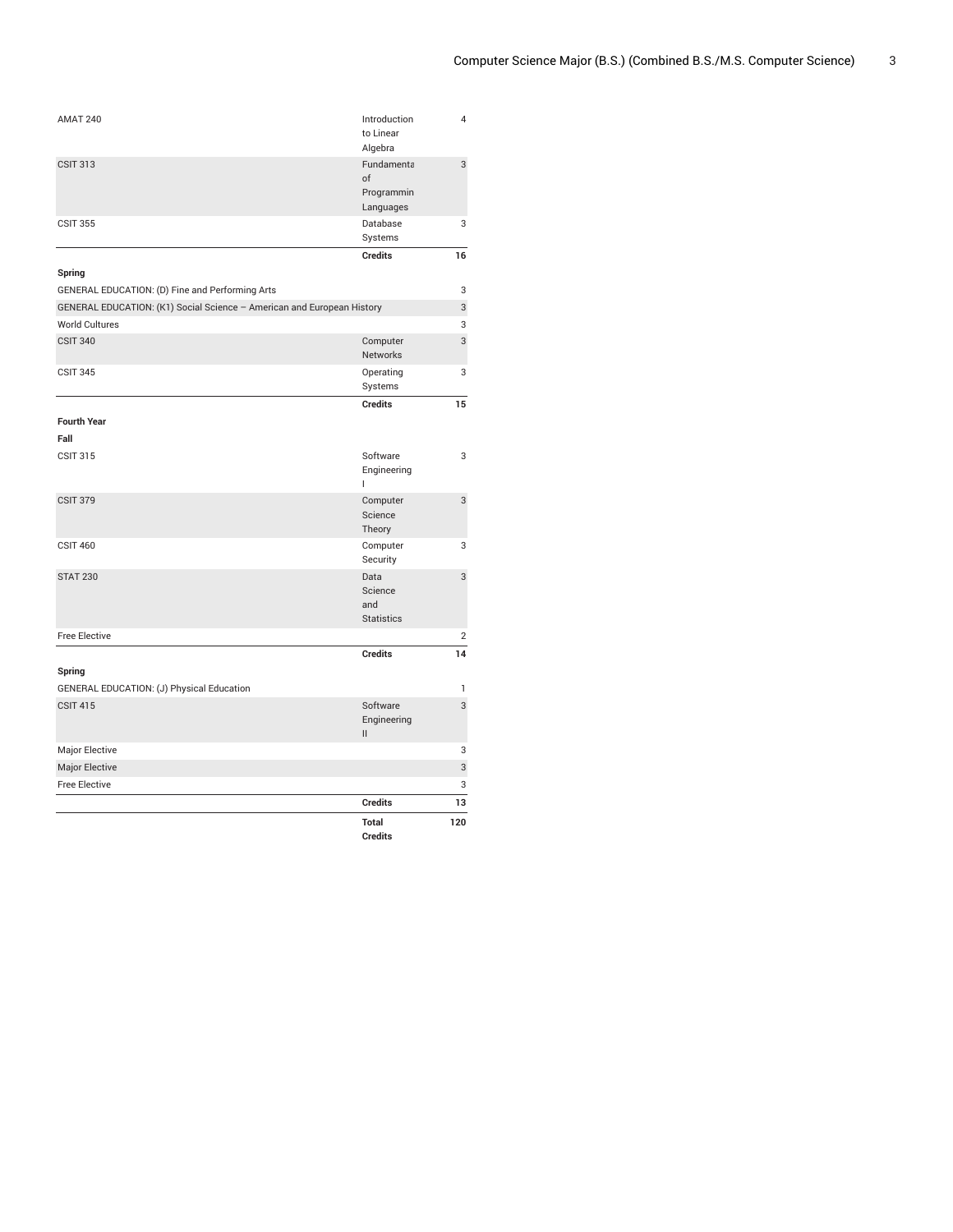| | | |
|---|---|---|
| AMAT 240 | Introduction to Linear Algebra | 4 |
| CSIT 313 | Fundamenta of Programmin Languages | 3 |
| CSIT 355 | Database Systems | 3 |
| | **Credits** | **16** |
| **Spring** | | |
| GENERAL EDUCATION: (D) Fine and Performing Arts | | 3 |
| GENERAL EDUCATION: (K1) Social Science – American and European History | | 3 |
| World Cultures | | 3 |
| CSIT 340 | Computer Networks | 3 |
| CSIT 345 | Operating Systems | 3 |
| | **Credits** | **15** |
| **Fourth Year** | | |
| **Fall** | | |
| CSIT 315 | Software Engineering I | 3 |
| CSIT 379 | Computer Science Theory | 3 |
| CSIT 460 | Computer Security | 3 |
| STAT 230 | Data Science and Statistics | 3 |
| Free Elective | | 2 |
| | **Credits** | **14** |
| **Spring** | | |
| GENERAL EDUCATION: (J) Physical Education | | 1 |
| CSIT 415 | Software Engineering II | 3 |
| Major Elective | | 3 |
| Major Elective | | 3 |
| Free Elective | | 3 |
| | **Credits** | **13** |
| | **Total Credits** | **120** |